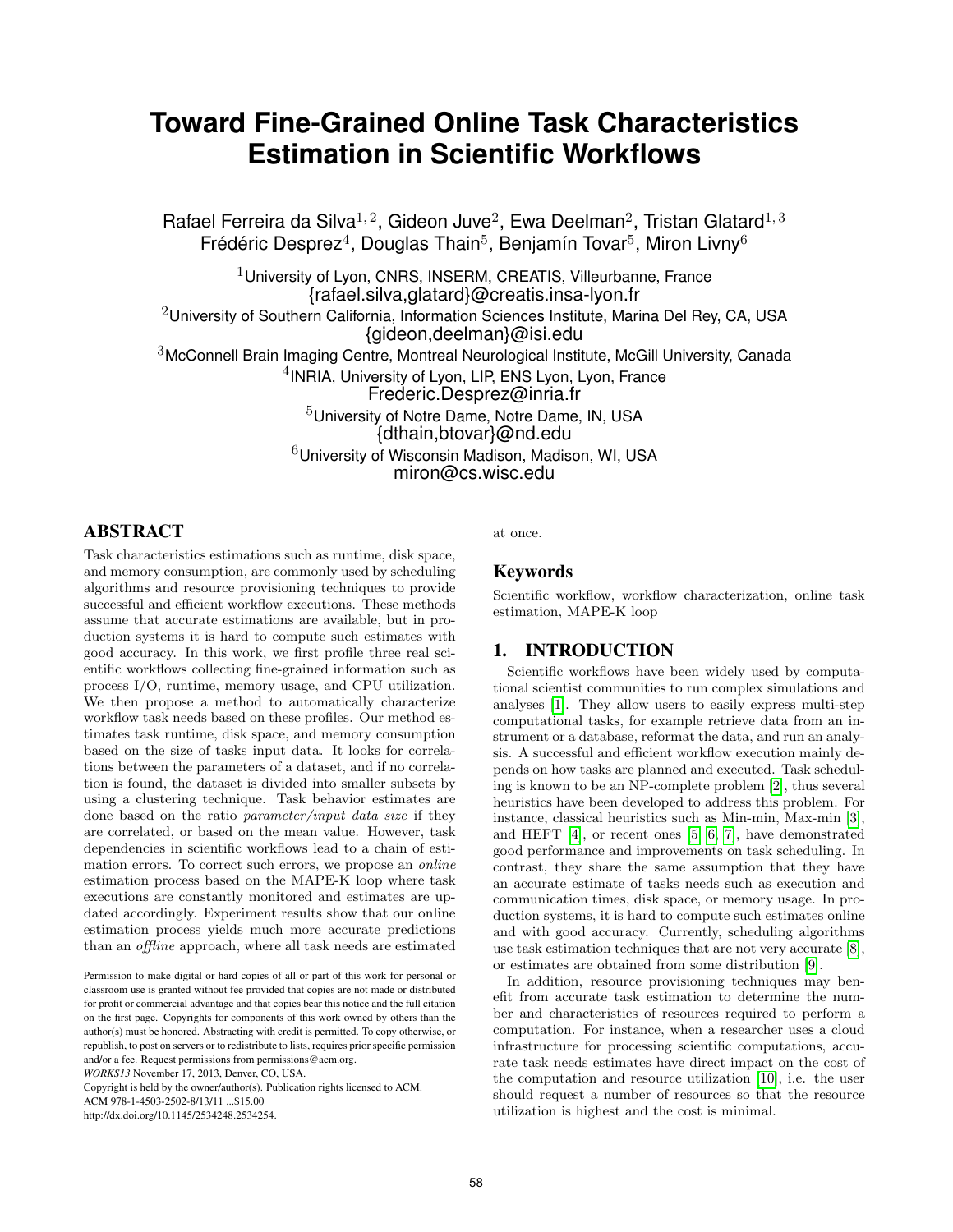# Toward Fine-Grained Online Task Characteristics Estimation in Scientific Workflows

Rafael Ferreira da Silva[1,2], Gideon Juve[2], Ewa Deelman[2], Tristan Glatard[1,3]
Frédéric Desprez[4], Douglas Thain[5], Benjamín Tovar[5], Miron Livny[6]

[1]University of Lyon, CNRS, INSERM, CREATIS, Villeurbanne, France
{rafael.silva,glatard}@creatis.insa-lyon.fr
[2]University of Southern California, Information Sciences Institute, Marina Del Rey, CA, USA
{gideon,deelman}@isi.edu
[3]McConnell Brain Imaging Centre, Montreal Neurological Institute, McGill University, Canada
[4]INRIA, University of Lyon, LIP, ENS Lyon, Lyon, France
Frederic.Desprez@inria.fr
[5]University of Notre Dame, Notre Dame, IN, USA
{dthain,btovar}@nd.edu
[6]University of Wisconsin Madison, Madison, WI, USA
miron@cs.wisc.edu

## ABSTRACT

Task characteristics estimations such as runtime, disk space, and memory consumption, are commonly used by scheduling algorithms and resource provisioning techniques to provide successful and efficient workflow executions. These methods assume that accurate estimations are available, but in production systems it is hard to compute such estimates with good accuracy. In this work, we first profile three real scientific workflows collecting fine-grained information such as process I/O, runtime, memory usage, and CPU utilization. We then propose a method to automatically characterize workflow task needs based on these profiles. Our method estimates task runtime, disk space, and memory consumption based on the size of tasks input data. It looks for correlations between the parameters of a dataset, and if no correlation is found, the dataset is divided into smaller subsets by using a clustering technique. Task behavior estimates are done based on the ratio *parameter/input data size* if they are correlated, or based on the mean value. However, task dependencies in scientific workflows lead to a chain of estimation errors. To correct such errors, we propose an *online* estimation process based on the MAPE-K loop where task executions are constantly monitored and estimates are updated accordingly. Experiment results show that our online estimation process yields much more accurate predictions than an *offline* approach, where all task needs are estimated at once.

Permission to make digital or hard copies of all or part of this work for personal or classroom use is granted without fee provided that copies are not made or distributed for profit or commercial advantage and that copies bear this notice and the full citation on the first page. Copyrights for components of this work owned by others than the author(s) must be honored. Abstracting with credit is permitted. To copy otherwise, or republish, to post on servers or to redistribute to lists, requires prior specific permission and/or a fee. Request permissions from permissions@acm.org.
*WORKS13* November 17, 2013, Denver, CO, USA.
Copyright is held by the owner/author(s). Publication rights licensed to ACM.
ACM 978-1-4503-2502-8/13/11 ...$15.00
http://dx.doi.org/10.1145/2534248.2534254.

### Keywords

Scientific workflow, workflow characterization, online task estimation, MAPE-K loop

## 1. INTRODUCTION

Scientific workflows have been widely used by computational scientist communities to run complex simulations and analyses [1]. They allow users to easily express multi-step computational tasks, for example retrieve data from an instrument or a database, reformat the data, and run an analysis. A successful and efficient workflow execution mainly depends on how tasks are planned and executed. Task scheduling is known to be an NP-complete problem [2], thus several heuristics have been developed to address this problem. For instance, classical heuristics such as Min-min, Max-min [3], and HEFT [4], or recent ones [5, 6, 7], have demonstrated good performance and improvements on task scheduling. In contrast, they share the same assumption that they have an accurate estimate of tasks needs such as execution and communication times, disk space, or memory usage. In production systems, it is hard to compute such estimates online and with good accuracy. Currently, scheduling algorithms use task estimation techniques that are not very accurate [8], or estimates are obtained from some distribution [9].

In addition, resource provisioning techniques may benefit from accurate task estimation to determine the number and characteristics of resources required to perform a computation. For instance, when a researcher uses a cloud infrastructure for processing scientific computations, accurate task needs estimates have direct impact on the cost of the computation and resource utilization [10], i.e. the user should request a number of resources so that the resource utilization is highest and the cost is minimal.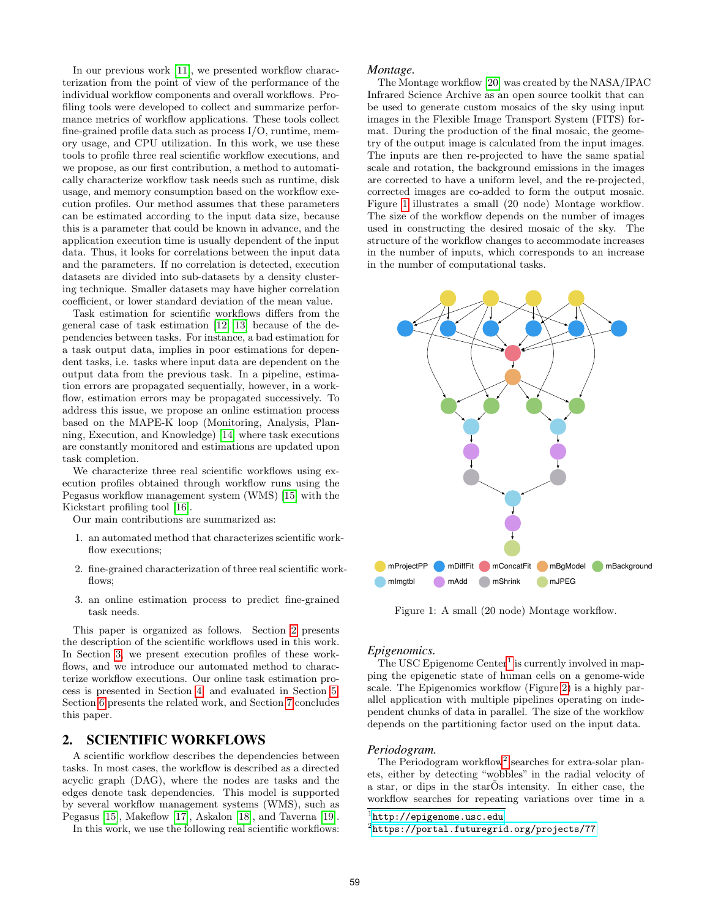In our previous work [11], we presented workflow characterization from the point of view of the performance of the individual workflow components and overall workflows. Profiling tools were developed to collect and summarize performance metrics of workflow applications. These tools collect fine-grained profile data such as process I/O, runtime, memory usage, and CPU utilization. In this work, we use these tools to profile three real scientific workflow executions, and we propose, as our first contribution, a method to automatically characterize workflow task needs such as runtime, disk usage, and memory consumption based on the workflow execution profiles. Our method assumes that these parameters can be estimated according to the input data size, because this is a parameter that could be known in advance, and the application execution time is usually dependent of the input data. Thus, it looks for correlations between the input data and the parameters. If no correlation is detected, execution datasets are divided into sub-datasets by a density clustering technique. Smaller datasets may have higher correlation coefficient, or lower standard deviation of the mean value.

Task estimation for scientific workflows differs from the general case of task estimation [12, 13] because of the dependencies between tasks. For instance, a bad estimation for a task output data, implies in poor estimations for dependent tasks, i.e. tasks where input data are dependent on the output data from the previous task. In a pipeline, estimation errors are propagated sequentially, however, in a workflow, estimation errors may be propagated successively. To address this issue, we propose an online estimation process based on the MAPE-K loop (Monitoring, Analysis, Planning, Execution, and Knowledge) [14] where task executions are constantly monitored and estimations are updated upon task completion.

We characterize three real scientific workflows using execution profiles obtained through workflow runs using the Pegasus workflow management system (WMS) [15] with the Kickstart profiling tool [16].

Our main contributions are summarized as:

1. an automated method that characterizes scientific workflow executions;
2. fine-grained characterization of three real scientific workflows;
3. an online estimation process to predict fine-grained task needs.

This paper is organized as follows. Section 2 presents the description of the scientific workflows used in this work. In Section 3, we present execution profiles of these workflows, and we introduce our automated method to characterize workflow executions. Our online task estimation process is presented in Section 4, and evaluated in Section 5. Section 6 presents the related work, and Section 7 concludes this paper.

## 2. SCIENTIFIC WORKFLOWS

A scientific workflow describes the dependencies between tasks. In most cases, the workflow is described as a directed acyclic graph (DAG), where the nodes are tasks and the edges denote task dependencies. This model is supported by several workflow management systems (WMS), such as Pegasus [15], Makeflow [17], Askalon [18], and Taverna [19].

In this work, we use the following real scientific workflows:

### *Montage.*

The Montage workflow [20] was created by the NASA/IPAC Infrared Science Archive as an open source toolkit that can be used to generate custom mosaics of the sky using input images in the Flexible Image Transport System (FITS) format. During the production of the final mosaic, the geometry of the output image is calculated from the input images. The inputs are then re-projected to have the same spatial scale and rotation, the background emissions in the images are corrected to have a uniform level, and the re-projected, corrected images are co-added to form the output mosaic. Figure 1 illustrates a small (20 node) Montage workflow. The size of the workflow depends on the number of images used in constructing the desired mosaic of the sky. The structure of the workflow changes to accommodate increases in the number of inputs, which corresponds to an increase in the number of computational tasks.

mProjectPP mDiffFit mConcatFit mBgModel mBackground mImgtbl mAdd mShrink mJPEG

Figure 1: A small (20 node) Montage workflow.

### *Epigenomics.*

The USC Epigenome Center[1] is currently involved in mapping the epigenetic state of human cells on a genome-wide scale. The Epigenomics workflow (Figure 2) is a highly parallel application with multiple pipelines operating on independent chunks of data in parallel. The size of the workflow depends on the partitioning factor used on the input data.

### *Periodogram.*

The Periodogram workflow[2] searches for extra-solar planets, either by detecting "wobbles" in the radial velocity of a star, or dips in the starÕs intensity. In either case, the workflow searches for repeating variations over time in a

[1] http://epigenome.usc.edu

[2] https://portal.futuregrid.org/projects/77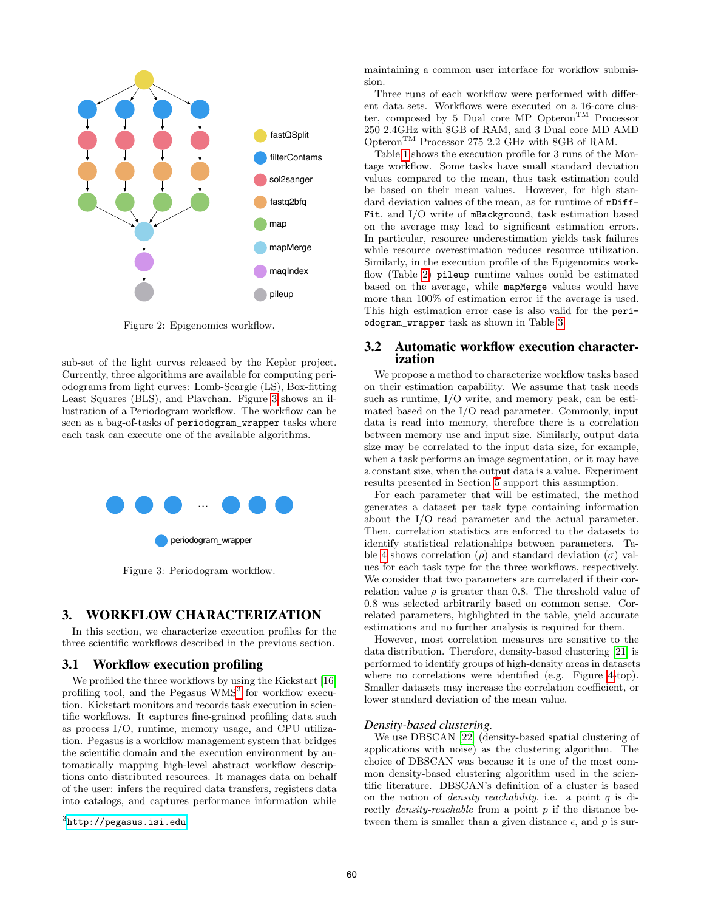Figure 2: Epigenomics workflow.

sub-set of the light curves released by the Kepler project. Currently, three algorithms are available for computing periodograms from light curves: Lomb-Scargle (LS), Box-fitting Least Squares (BLS), and Plavchan. Figure 3 shows an illustration of a Periodogram workflow. The workflow can be seen as a bag-of-tasks of `periodogram_wrapper` tasks where each task can execute one of the available algorithms.

Figure 3: Periodogram workflow.

## 3. WORKFLOW CHARACTERIZATION

In this section, we characterize execution profiles for the three scientific workflows described in the previous section.

### 3.1 Workflow execution profiling

We profiled the three workflows by using the Kickstart [16] profiling tool, and the Pegasus WMS[3] for workflow execution. Kickstart monitors and records task execution in scientific workflows. It captures fine-grained profiling data such as process I/O, runtime, memory usage, and CPU utilization. Pegasus is a workflow management system that bridges the scientific domain and the execution environment by automatically mapping high-level abstract workflow descriptions onto distributed resources. It manages data on behalf of the user: infers the required data transfers, registers data into catalogs, and captures performance information while maintaining a common user interface for workflow submission.

Three runs of each workflow were performed with different data sets. Workflows were executed on a 16-core cluster, composed by 5 Dual core MP Opteron™ Processor 250 2.4GHz with 8GB of RAM, and 3 Dual core MD AMD Opteron™ Processor 275 2.2 GHz with 8GB of RAM.

Table 1 shows the execution profile for 3 runs of the Montage workflow. Some tasks have small standard deviation values compared to the mean, thus task estimation could be based on their mean values. However, for high standard deviation values of the mean, as for runtime of `mDiffFit`, and I/O write of `mBackground`, task estimation based on the average may lead to significant estimation errors. In particular, resource underestimation yields task failures while resource overestimation reduces resource utilization. Similarly, in the execution profile of the Epigenomics workflow (Table 2) `pileup` runtime values could be estimated based on the average, while `mapMerge` values would have more than 100% of estimation error if the average is used. This high estimation error case is also valid for the `periodogram_wrapper` task as shown in Table 3.

### 3.2 Automatic workflow execution characterization

We propose a method to characterize workflow tasks based on their estimation capability. We assume that task needs such as runtime, I/O write, and memory peak, can be estimated based on the I/O read parameter. Commonly, input data is read into memory, therefore there is a correlation between memory use and input size. Similarly, output data size may be correlated to the input data size, for example, when a task performs an image segmentation, or it may have a constant size, when the output data is a value. Experiment results presented in Section 5 support this assumption.

For each parameter that will be estimated, the method generates a dataset per task type containing information about the I/O read parameter and the actual parameter. Then, correlation statistics are enforced to the datasets to identify statistical relationships between parameters. Table 4 shows correlation ($\rho$) and standard deviation ($\sigma$) values for each task type for the three workflows, respectively. We consider that two parameters are correlated if their correlation value $\rho$ is greater than 0.8. The threshold value of 0.8 was selected arbitrarily based on common sense. Correlated parameters, highlighted in the table, yield accurate estimations and no further analysis is required for them.

However, most correlation measures are sensitive to the data distribution. Therefore, density-based clustering [21] is performed to identify groups of high-density areas in datasets where no correlations were identified (e.g. Figure 4-top). Smaller datasets may increase the correlation coefficient, or lower standard deviation of the mean value.

*Density-based clustering.*

We use DBSCAN [22] (density-based spatial clustering of applications with noise) as the clustering algorithm. The choice of DBSCAN was because it is one of the most common density-based clustering algorithm used in the scientific literature. DBSCAN's definition of a cluster is based on the notion of *density reachability*, i.e. a point $q$ is directly *density-reachable* from a point $p$ if the distance between them is smaller than a given distance $\epsilon$, and $p$ is sur-

[3] http://pegasus.isi.edu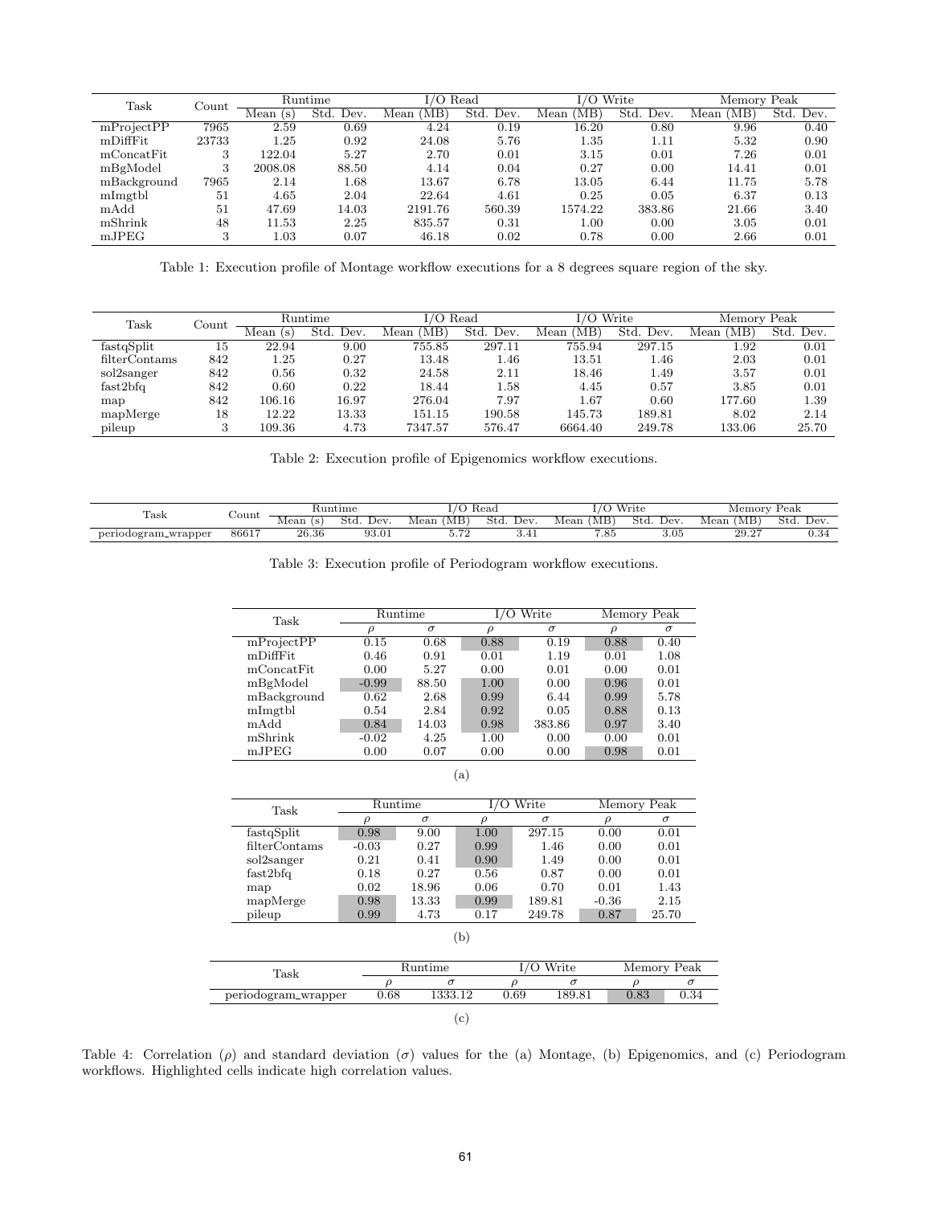| Task | Count | Runtime | | I/O Read | | I/O Write | | Memory Peak | |
|---|---|---|---|---|---|---|---|---|---|
| | | Mean (s) | Std. Dev. | Mean (MB) | Std. Dev. | Mean (MB) | Std. Dev. | Mean (MB) | Std. Dev. |
| mProjectPP | 7965 | 2.59 | 0.69 | 4.24 | 0.19 | 16.20 | 0.80 | 9.96 | 0.40 |
| mDiffFit | 23733 | 1.25 | 0.92 | 24.08 | 5.76 | 1.35 | 1.11 | 5.32 | 0.90 |
| mConcatFit | 3 | 122.04 | 5.27 | 2.70 | 0.01 | 3.15 | 0.01 | 7.26 | 0.01 |
| mBgModel | 3 | 2008.08 | 88.50 | 4.14 | 0.04 | 0.27 | 0.00 | 14.41 | 0.01 |
| mBackground | 7965 | 2.14 | 1.68 | 13.67 | 6.78 | 13.05 | 6.44 | 11.75 | 5.78 |
| mImgtbl | 51 | 4.65 | 2.04 | 22.64 | 4.61 | 0.25 | 0.05 | 6.37 | 0.13 |
| mAdd | 51 | 47.69 | 14.03 | 2191.76 | 560.39 | 1574.22 | 383.86 | 21.66 | 3.40 |
| mShrink | 48 | 11.53 | 2.25 | 835.57 | 0.31 | 1.00 | 0.00 | 3.05 | 0.01 |
| mJPEG | 3 | 1.03 | 0.07 | 46.18 | 0.02 | 0.78 | 0.00 | 2.66 | 0.01 |

Table 1: Execution profile of Montage workflow executions for a 8 degrees square region of the sky.

| Task | Count | Runtime | | I/O Read | | I/O Write | | Memory Peak | |
|---|---|---|---|---|---|---|---|---|---|
| | | Mean (s) | Std. Dev. | Mean (MB) | Std. Dev. | Mean (MB) | Std. Dev. | Mean (MB) | Std. Dev. |
| fastqSplit | 15 | 22.94 | 9.00 | 755.85 | 297.11 | 755.94 | 297.15 | 1.92 | 0.01 |
| filterContams | 842 | 1.25 | 0.27 | 13.48 | 1.46 | 13.51 | 1.46 | 2.03 | 0.01 |
| sol2sanger | 842 | 0.56 | 0.32 | 24.58 | 2.11 | 18.46 | 1.49 | 3.57 | 0.01 |
| fast2bfq | 842 | 0.60 | 0.22 | 18.44 | 1.58 | 4.45 | 0.57 | 3.85 | 0.01 |
| map | 842 | 106.16 | 16.97 | 276.04 | 7.97 | 1.67 | 0.60 | 177.60 | 1.39 |
| mapMerge | 18 | 12.22 | 13.33 | 151.15 | 190.58 | 145.73 | 189.81 | 8.02 | 2.14 |
| pileup | 3 | 109.36 | 4.73 | 7347.57 | 576.47 | 6664.40 | 249.78 | 133.06 | 25.70 |

Table 2: Execution profile of Epigenomics workflow executions.

| Task | Count | Runtime | | I/O Read | | I/O Write | | Memory Peak | |
|---|---|---|---|---|---|---|---|---|---|
| | | Mean (s) | Std. Dev. | Mean (MB) | Std. Dev. | Mean (MB) | Std. Dev. | Mean (MB) | Std. Dev. |
| periodogram_wrapper | 86617 | 26.36 | 93.01 | 5.72 | 3.41 | 7.85 | 3.05 | 29.27 | 0.34 |

Table 3: Execution profile of Periodogram workflow executions.

| Task | Runtime | | I/O Write | | Memory Peak | |
|---|---|---|---|---|---|---|
| | $\rho$ | $\sigma$ | $\rho$ | $\sigma$ | $\rho$ | $\sigma$ |
| mProjectPP | 0.15 | 0.68 | 0.88 | 0.19 | 0.88 | 0.40 |
| mDiffFit | 0.46 | 0.91 | 0.01 | 1.19 | 0.01 | 1.08 |
| mConcatFit | 0.00 | 5.27 | 0.00 | 0.01 | 0.00 | 0.01 |
| mBgModel | -0.99 | 88.50 | 1.00 | 0.00 | 0.96 | 0.01 |
| mBackground | 0.62 | 2.68 | 0.99 | 6.44 | 0.99 | 5.78 |
| mImgtbl | 0.54 | 2.84 | 0.92 | 0.05 | 0.88 | 0.13 |
| mAdd | 0.84 | 14.03 | 0.98 | 383.86 | 0.97 | 3.40 |
| mShrink | -0.02 | 4.25 | 1.00 | 0.00 | 0.00 | 0.01 |
| mJPEG | 0.00 | 0.07 | 0.00 | 0.00 | 0.98 | 0.01 |

(a)

| Task | Runtime | | I/O Write | | Memory Peak | |
|---|---|---|---|---|---|---|
| | $\rho$ | $\sigma$ | $\rho$ | $\sigma$ | $\rho$ | $\sigma$ |
| fastqSplit | 0.98 | 9.00 | 1.00 | 297.15 | 0.00 | 0.01 |
| filterContams | -0.03 | 0.27 | 0.99 | 1.46 | 0.00 | 0.01 |
| sol2sanger | 0.21 | 0.41 | 0.90 | 1.49 | 0.00 | 0.01 |
| fast2bfq | 0.18 | 0.27 | 0.56 | 0.87 | 0.00 | 0.01 |
| map | 0.02 | 18.96 | 0.06 | 0.70 | 0.01 | 1.43 |
| mapMerge | 0.98 | 13.33 | 0.99 | 189.81 | -0.36 | 2.15 |
| pileup | 0.99 | 4.73 | 0.17 | 249.78 | 0.87 | 25.70 |

(b)

| Task | Runtime | | I/O Write | | Memory Peak | |
|---|---|---|---|---|---|---|
| | $\rho$ | $\sigma$ | $\rho$ | $\sigma$ | $\rho$ | $\sigma$ |
| periodogram_wrapper | 0.68 | 1333.12 | 0.69 | 189.81 | 0.83 | 0.34 |

(c)

Table 4: Correlation ($\rho$) and standard deviation ($\sigma$) values for the (a) Montage, (b) Epigenomics, and (c) Periodogram workflows. Highlighted cells indicate high correlation values.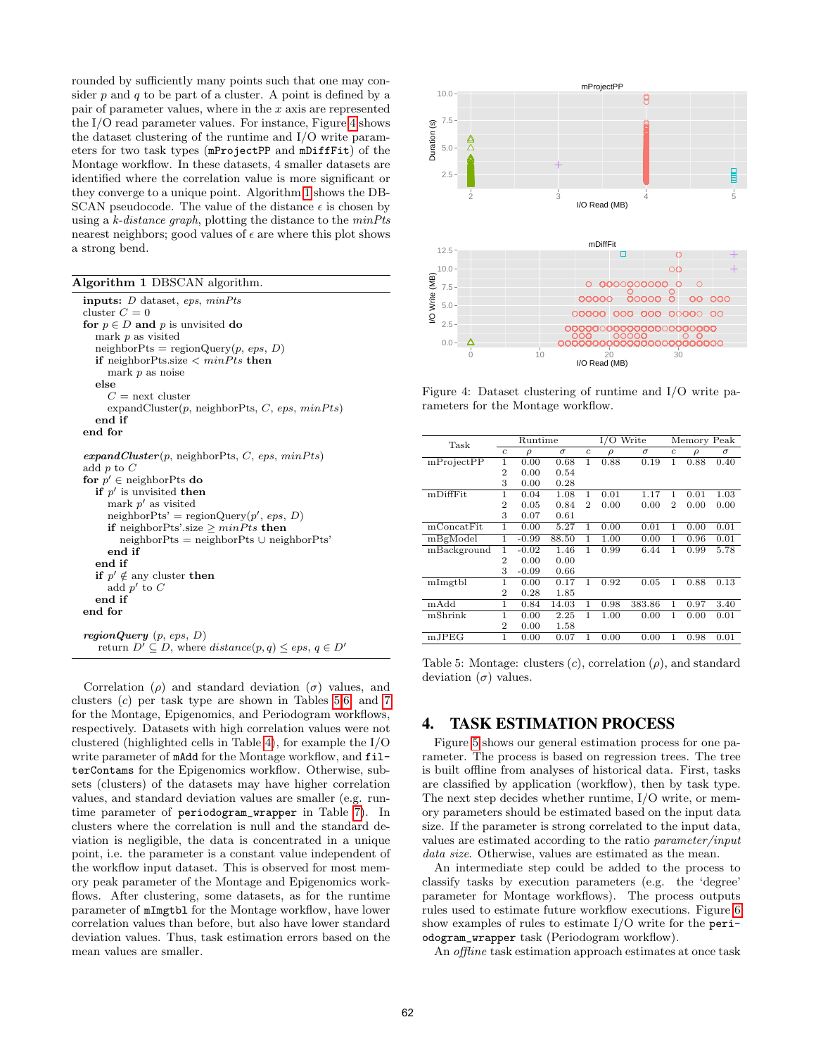rounded by sufficiently many points such that one may consider $p$ and $q$ to be part of a cluster. A point is defined by a pair of parameter values, where in the $x$ axis are represented the I/O read parameter values. For instance, Figure 4 shows the dataset clustering of the runtime and I/O write parameters for two task types (`mProjectPP` and `mDiffFit`) of the Montage workflow. In these datasets, 4 smaller datasets are identified where the correlation value is more significant or they converge to a unique point. Algorithm 1 shows the DBSCAN pseudocode. The value of the distance $\epsilon$ is chosen by using a *k-distance graph*, plotting the distance to the *minPts* nearest neighbors; good values of $\epsilon$ are where this plot shows a strong bend.

**Algorithm 1** DBSCAN algorithm.

```
inputs: D dataset, eps, minPts
cluster C = 0
for p ∈ D and p is unvisited do
    mark p as visited
    neighborPts = regionQuery(p, eps, D)
    if neighborPts.size < minPts then
        mark p as noise
    else
        C = next cluster
        expandCluster(p, neighborPts, C, eps, minPts)
    end if
end for

expandCluster(p, neighborPts, C, eps, minPts)
add p to C
for p' ∈ neighborPts do
    if p' is unvisited then
        mark p' as visited
        neighborPts' = regionQuery(p', eps, D)
        if neighborPts'.size ≥ minPts then
            neighborPts = neighborPts ∪ neighborPts'
        end if
    end if
    if p' ∉ any cluster then
        add p' to C
    end if
end for

regionQuery (p, eps, D)
    return D' ⊆ D, where distance(p, q) ≤ eps, q ∈ D'
```

Correlation ($\rho$) and standard deviation ($\sigma$) values, and clusters ($c$) per task type are shown in Tables 5,6, and 7 for the Montage, Epigenomics, and Periodogram workflows, respectively. Datasets with high correlation values were not clustered (highlighted cells in Table 4), for example the I/O write parameter of `mAdd` for the Montage workflow, and `filterContams` for the Epigenomics workflow. Otherwise, subsets (clusters) of the datasets may have higher correlation values, and standard deviation values are smaller (e.g. runtime parameter of `periodogram_wrapper` in Table 7). In clusters where the correlation is null and the standard deviation is negligible, the data is concentrated in a unique point, i.e. the parameter is a constant value independent of the workflow input dataset. This is observed for most memory peak parameter of the Montage and Epigenomics workflows. After clustering, some datasets, as for the runtime parameter of `mImgtbl` for the Montage workflow, have lower correlation values than before, but also have lower standard deviation values. Thus, task estimation errors based on the mean values are smaller.

Figure 4: Dataset clustering of runtime and I/O write parameters for the Montage workflow.

| Task | Runtime | | | I/O Write | | | Memory Peak | | |
|---|---|---|---|---|---|---|---|---|---|
| | $c$ | $\rho$ | $\sigma$ | $c$ | $\rho$ | $\sigma$ | $c$ | $\rho$ | $\sigma$ |
| mProjectPP | 1 | 0.00 | 0.68 | 1 | 0.88 | 0.19 | 1 | 0.88 | 0.40 |
| | 2 | 0.00 | 0.54 | | | | | | |
| | 3 | 0.00 | 0.28 | | | | | | |
| mDiffFit | 1 | 0.04 | 1.08 | 1 | 0.01 | 1.17 | 1 | 0.01 | 1.03 |
| | 2 | 0.05 | 0.84 | 2 | 0.00 | 0.00 | 2 | 0.00 | 0.00 |
| | 3 | 0.07 | 0.61 | | | | | | |
| mConcatFit | 1 | 0.00 | 5.27 | 1 | 0.00 | 0.01 | 1 | 0.00 | 0.01 |
| mBgModel | 1 | -0.99 | 88.50 | 1 | 1.00 | 0.00 | 1 | 0.96 | 0.01 |
| mBackground | 1 | -0.02 | 1.46 | 1 | 0.99 | 6.44 | 1 | 0.99 | 5.78 |
| | 2 | 0.00 | 0.00 | | | | | | |
| | 3 | -0.09 | 0.66 | | | | | | |
| mImgtbl | 1 | 0.00 | 0.17 | 1 | 0.92 | 0.05 | 1 | 0.88 | 0.13 |
| | 2 | 0.28 | 1.85 | | | | | | |
| mAdd | 1 | 0.84 | 14.03 | 1 | 0.98 | 383.86 | 1 | 0.97 | 3.40 |
| mShrink | 1 | 0.00 | 2.25 | 1 | 1.00 | 0.00 | 1 | 0.00 | 0.01 |
| | 2 | 0.00 | 1.58 | | | | | | |
| mJPEG | 1 | 0.00 | 0.07 | 1 | 0.00 | 0.00 | 1 | 0.98 | 0.01 |

Table 5: Montage: clusters ($c$), correlation ($\rho$), and standard deviation ($\sigma$) values.

## 4. TASK ESTIMATION PROCESS

Figure 5 shows our general estimation process for one parameter. The process is based on regression trees. The tree is built offline from analyses of historical data. First, tasks are classified by application (workflow), then by task type. The next step decides whether runtime, I/O write, or memory parameters should be estimated based on the input data size. If the parameter is strong correlated to the input data, values are estimated according to the ratio *parameter/input data size*. Otherwise, values are estimated as the mean.

An intermediate step could be added to the process to classify tasks by execution parameters (e.g. the 'degree' parameter for Montage workflows). The process outputs rules used to estimate future workflow executions. Figure 6 show examples of rules to estimate I/O write for the `periodogram_wrapper` task (Periodogram workflow).

An *offline* task estimation approach estimates at once task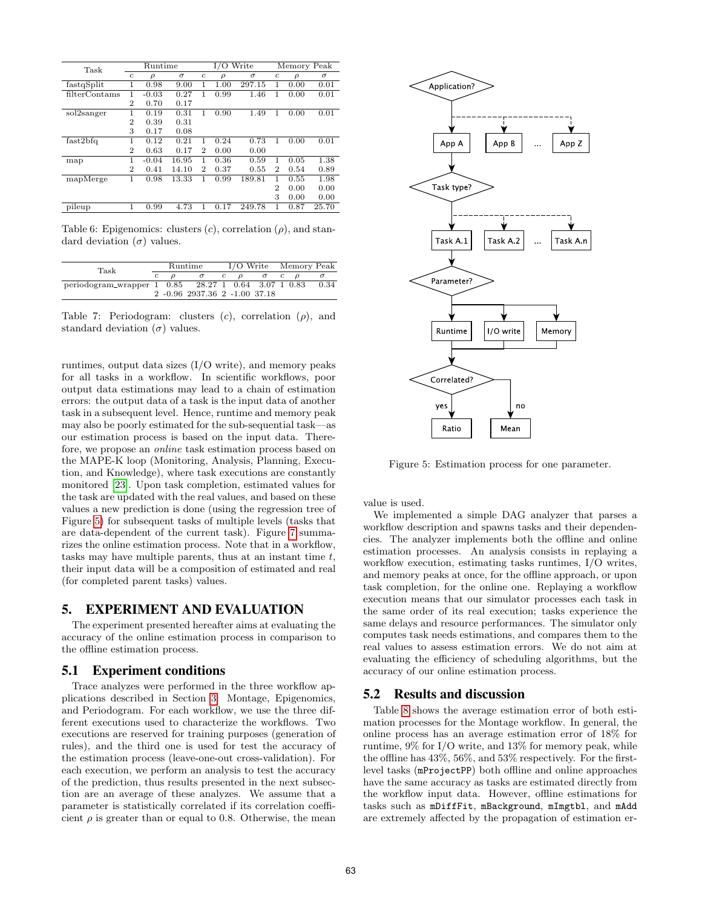| Task | Runtime | | | I/O Write | | | Memory Peak | | |
|---|---|---|---|---|---|---|---|---|---|
| | $c$ | $\rho$ | $\sigma$ | $c$ | $\rho$ | $\sigma$ | $c$ | $\rho$ | $\sigma$ |
| fastqSplit | 1 | 0.98 | 9.00 | 1 | 1.00 | 297.15 | 1 | 0.00 | 0.01 |
| filterContams | 1 | -0.03 | 0.27 | 1 | 0.99 | 1.46 | 1 | 0.00 | 0.01 |
| | 2 | 0.70 | 0.17 | | | | | | |
| sol2sanger | 1 | 0.19 | 0.31 | 1 | 0.90 | 1.49 | 1 | 0.00 | 0.01 |
| | 2 | 0.39 | 0.31 | | | | | | |
| | 3 | 0.17 | 0.08 | | | | | | |
| fast2bfq | 1 | 0.12 | 0.21 | 1 | 0.24 | 0.73 | 1 | 0.00 | 0.01 |
| | 2 | 0.63 | 0.17 | 2 | 0.00 | 0.00 | | | |
| map | 1 | -0.04 | 16.95 | 1 | 0.36 | 0.59 | 1 | 0.05 | 1.38 |
| | 2 | 0.41 | 14.10 | 2 | 0.37 | 0.55 | 2 | 0.54 | 0.89 |
| mapMerge | 1 | 0.98 | 13.33 | 1 | 0.99 | 189.81 | 1 | 0.55 | 1.98 |
| | | | | | | | 2 | 0.00 | 0.00 |
| | | | | | | | 3 | 0.00 | 0.00 |
| pileup | 1 | 0.99 | 4.73 | 1 | 0.17 | 249.78 | 1 | 0.87 | 25.70 |

Table 6: Epigenomics: clusters ($c$), correlation ($\rho$), and standard deviation ($\sigma$) values.

| Task | Runtime | | | I/O Write | | | Memory Peak | | |
|---|---|---|---|---|---|---|---|---|---|
| | $c$ | $\rho$ | $\sigma$ | $c$ | $\rho$ | $\sigma$ | $c$ | $\rho$ | $\sigma$ |
| periodogram_wrapper | 1 | 0.85 | 28.27 | 1 | 0.64 | 3.07 | 1 | 0.83 | 0.34 |
| | 2 | -0.96 | 2937.36 | 2 | -1.00 | 37.18 | | | |

Table 7: Periodogram: clusters ($c$), correlation ($\rho$), and standard deviation ($\sigma$) values.

runtimes, output data sizes (I/O write), and memory peaks for all tasks in a workflow. In scientific workflows, poor output data estimations may lead to a chain of estimation errors: the output data of a task is the input data of another task in a subsequent level. Hence, runtime and memory peak may also be poorly estimated for the sub-sequential task—as our estimation process is based on the input data. Therefore, we propose an *online* task estimation process based on the MAPE-K loop (Monitoring, Analysis, Planning, Execution, and Knowledge), where task executions are constantly monitored [23]. Upon task completion, estimated values for the task are updated with the real values, and based on these values a new prediction is done (using the regression tree of Figure 5) for subsequent tasks of multiple levels (tasks that are data-dependent of the current task). Figure 7 summarizes the online estimation process. Note that in a workflow, tasks may have multiple parents, thus at an instant time $t$, their input data will be a composition of estimated and real (for completed parent tasks) values.

## 5. EXPERIMENT AND EVALUATION

The experiment presented hereafter aims at evaluating the accuracy of the online estimation process in comparison to the offline estimation process.

### 5.1 Experiment conditions

Trace analyzes were performed in the three workflow applications described in Section 3: Montage, Epigenomics, and Periodogram. For each workflow, we use the three different executions used to characterize the workflows. Two executions are reserved for training purposes (generation of rules), and the third one is used for test the accuracy of the estimation process (leave-one-out cross-validation). For each execution, we perform an analysis to test the accuracy of the prediction, thus results presented in the next subsection are an average of these analyzes. We assume that a parameter is statistically correlated if its correlation coefficient $\rho$ is greater than or equal to 0.8. Otherwise, the mean

Figure 5: Estimation process for one parameter.

value is used.

We implemented a simple DAG analyzer that parses a workflow description and spawns tasks and their dependencies. The analyzer implements both the offline and online estimation processes. An analysis consists in replaying a workflow execution, estimating tasks runtimes, I/O writes, and memory peaks at once, for the offline approach, or upon task completion, for the online one. Replaying a workflow execution means that our simulator processes each task in the same order of its real execution; tasks experience the same delays and resource performances. The simulator only computes task needs estimations, and compares them to the real values to assess estimation errors. We do not aim at evaluating the efficiency of scheduling algorithms, but the accuracy of our online estimation process.

### 5.2 Results and discussion

Table 8 shows the average estimation error of both estimation processes for the Montage workflow. In general, the online process has an average estimation error of 18% for runtime, 9% for I/O write, and 13% for memory peak, while the offline has 43%, 56%, and 53% respectively. For the first-level tasks (`mProjectPP`) both offline and online approaches have the same accuracy as tasks are estimated directly from the workflow input data. However, offline estimations for tasks such as `mDiffFit`, `mBackground`, `mImgtbl`, and `mAdd` are extremely affected by the propagation of estimation er-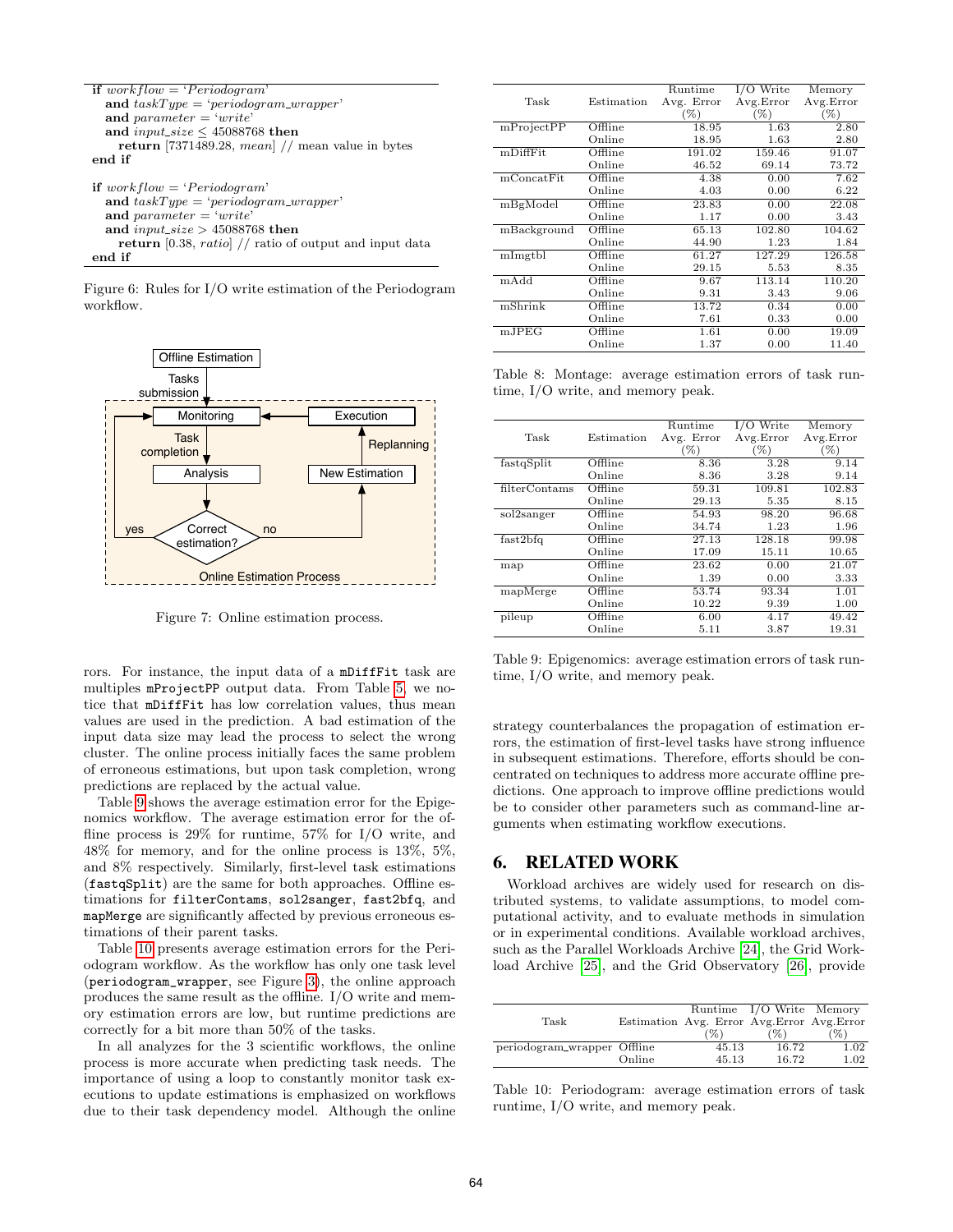```
if workflow = 'Periodogram'
  and taskType = 'periodogram_wrapper'
  and parameter = 'write'
  and input_size ≤ 45088768 then
    return [7371489.28, mean] // mean value in bytes
end if

if workflow = 'Periodogram'
  and taskType = 'periodogram_wrapper'
  and parameter = 'write'
  and input_size > 45088768 then
    return [0.38, ratio] // ratio of output and input data
end if
```

Figure 6: Rules for I/O write estimation of the Periodogram workflow.

Figure 7: Online estimation process.

rors. For instance, the input data of a `mDiffFit` task are multiples `mProjectPP` output data. From Table 5, we notice that `mDiffFit` has low correlation values, thus mean values are used in the prediction. A bad estimation of the input data size may lead the process to select the wrong cluster. The online process initially faces the same problem of erroneous estimations, but upon task completion, wrong predictions are replaced by the actual value.

Table 9 shows the average estimation error for the Epigenomics workflow. The average estimation error for the offline process is 29% for runtime, 57% for I/O write, and 48% for memory, and for the online process is 13%, 5%, and 8% respectively. Similarly, first-level task estimations (`fastqSplit`) are the same for both approaches. Offline estimations for `filterContams`, `sol2sanger`, `fast2bfq`, and `mapMerge` are significantly affected by previous erroneous estimations of their parent tasks.

Table 10 presents average estimation errors for the Periodogram workflow. As the workflow has only one task level (`periodogram_wrapper`, see Figure 3), the online approach produces the same result as the offline. I/O write and memory estimation errors are low, but runtime predictions are correctly for a bit more than 50% of the tasks.

In all analyzes for the 3 scientific workflows, the online process is more accurate when predicting task needs. The importance of using a loop to constantly monitor task executions to update estimations is emphasized on workflows due to their task dependency model. Although the online strategy counterbalances the propagation of estimation errors, the estimation of first-level tasks have strong influence in subsequent estimations. Therefore, efforts should be concentrated on techniques to address more accurate offline predictions. One approach to improve offline predictions would be to consider other parameters such as command-line arguments when estimating workflow executions.

| Task | Estimation | Runtime Avg. Error (%) | I/O Write Avg.Error (%) | Memory Avg.Error (%) |
|---|---|---|---|---|
| mProjectPP | Offline | 18.95 | 1.63 | 2.80 |
| | Online | 18.95 | 1.63 | 2.80 |
| mDiffFit | Offline | 191.02 | 159.46 | 91.07 |
| | Online | 46.52 | 69.14 | 73.72 |
| mConcatFit | Offline | 4.38 | 0.00 | 7.62 |
| | Online | 4.03 | 0.00 | 6.22 |
| mBgModel | Offline | 23.83 | 0.00 | 22.08 |
| | Online | 1.17 | 0.00 | 3.43 |
| mBackground | Offline | 65.13 | 102.80 | 104.62 |
| | Online | 44.90 | 1.23 | 1.84 |
| mImgtbl | Offline | 61.27 | 127.29 | 126.58 |
| | Online | 29.15 | 5.53 | 8.35 |
| mAdd | Offline | 9.67 | 113.14 | 110.20 |
| | Online | 9.31 | 3.43 | 9.06 |
| mShrink | Offline | 13.72 | 0.34 | 0.00 |
| | Online | 7.61 | 0.33 | 0.00 |
| mJPEG | Offline | 1.61 | 0.00 | 19.09 |
| | Online | 1.37 | 0.00 | 11.40 |

Table 8: Montage: average estimation errors of task runtime, I/O write, and memory peak.

| Task | Estimation | Runtime Avg. Error (%) | I/O Write Avg.Error (%) | Memory Avg.Error (%) |
|---|---|---|---|---|
| fastqSplit | Offline | 8.36 | 3.28 | 9.14 |
| | Online | 8.36 | 3.28 | 9.14 |
| filterContams | Offline | 59.31 | 109.81 | 102.83 |
| | Online | 29.13 | 5.35 | 8.15 |
| sol2sanger | Offline | 54.93 | 98.20 | 96.68 |
| | Online | 34.74 | 1.23 | 1.96 |
| fast2bfq | Offline | 27.13 | 128.18 | 99.98 |
| | Online | 17.09 | 15.11 | 10.65 |
| map | Offline | 23.62 | 0.00 | 21.07 |
| | Online | 1.39 | 0.00 | 3.33 |
| mapMerge | Offline | 53.74 | 93.34 | 1.01 |
| | Online | 10.22 | 9.39 | 1.00 |
| pileup | Offline | 6.00 | 4.17 | 49.42 |
| | Online | 5.11 | 3.87 | 19.31 |

Table 9: Epigenomics: average estimation errors of task runtime, I/O write, and memory peak.

## 6. RELATED WORK

Workload archives are widely used for research on distributed systems, to validate assumptions, to model computational activity, and to evaluate methods in simulation or in experimental conditions. Available workload archives, such as the Parallel Workloads Archive [24], the Grid Workload Archive [25], and the Grid Observatory [26], provide

| Task | Estimation | Runtime Avg. Error (%) | I/O Write Avg.Error (%) | Memory Avg.Error (%) |
|---|---|---|---|---|
| periodogram_wrapper | Offline | 45.13 | 16.72 | 1.02 |
| | Online | 45.13 | 16.72 | 1.02 |

Table 10: Periodogram: average estimation errors of task runtime, I/O write, and memory peak.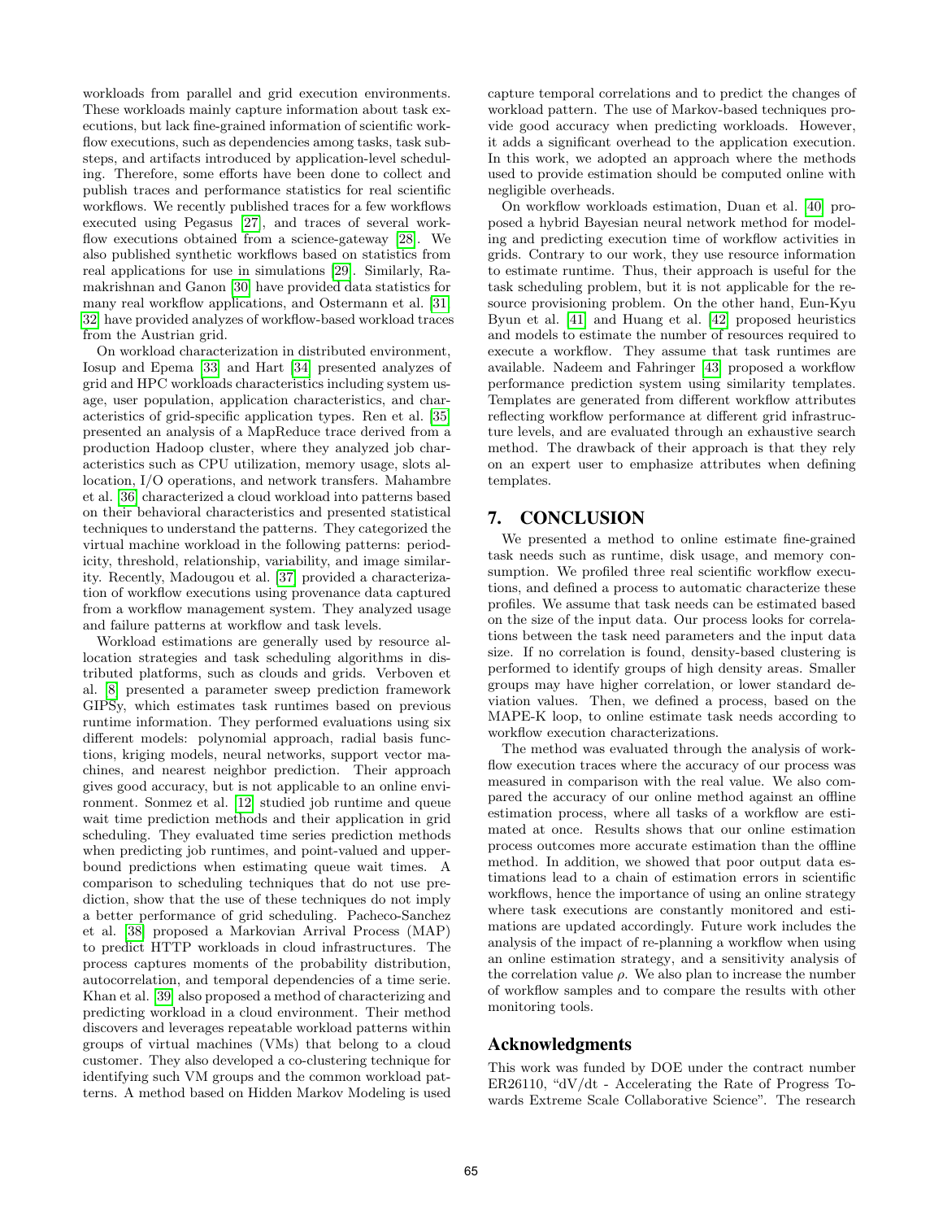workloads from parallel and grid execution environments. These workloads mainly capture information about task executions, but lack fine-grained information of scientific workflow executions, such as dependencies among tasks, task substeps, and artifacts introduced by application-level scheduling. Therefore, some efforts have been done to collect and publish traces and performance statistics for real scientific workflows. We recently published traces for a few workflows executed using Pegasus [27], and traces of several workflow executions obtained from a science-gateway [28]. We also published synthetic workflows based on statistics from real applications for use in simulations [29]. Similarly, Ramakrishnan and Ganon [30] have provided data statistics for many real workflow applications, and Ostermann et al. [31, 32] have provided analyzes of workflow-based workload traces from the Austrian grid.

On workload characterization in distributed environment, Iosup and Epema [33] and Hart [34] presented analyzes of grid and HPC workloads characteristics including system usage, user population, application characteristics, and characteristics of grid-specific application types. Ren et al. [35] presented an analysis of a MapReduce trace derived from a production Hadoop cluster, where they analyzed job characteristics such as CPU utilization, memory usage, slots allocation, I/O operations, and network transfers. Mahambre et al. [36] characterized a cloud workload into patterns based on their behavioral characteristics and presented statistical techniques to understand the patterns. They categorized the virtual machine workload in the following patterns: periodicity, threshold, relationship, variability, and image similarity. Recently, Madougou et al. [37] provided a characterization of workflow executions using provenance data captured from a workflow management system. They analyzed usage and failure patterns at workflow and task levels.

Workload estimations are generally used by resource allocation strategies and task scheduling algorithms in distributed platforms, such as clouds and grids. Verboven et al. [8] presented a parameter sweep prediction framework GIPSy, which estimates task runtimes based on previous runtime information. They performed evaluations using six different models: polynomial approach, radial basis functions, kriging models, neural networks, support vector machines, and nearest neighbor prediction. Their approach gives good accuracy, but is not applicable to an online environment. Sonmez et al. [12] studied job runtime and queue wait time prediction methods and their application in grid scheduling. They evaluated time series prediction methods when predicting job runtimes, and point-valued and upper-bound predictions when estimating queue wait times. A comparison to scheduling techniques that do not use prediction, show that the use of these techniques do not imply a better performance of grid scheduling. Pacheco-Sanchez et al. [38] proposed a Markovian Arrival Process (MAP) to predict HTTP workloads in cloud infrastructures. The process captures moments of the probability distribution, autocorrelation, and temporal dependencies of a time serie. Khan et al. [39] also proposed a method of characterizing and predicting workload in a cloud environment. Their method discovers and leverages repeatable workload patterns within groups of virtual machines (VMs) that belong to a cloud customer. They also developed a co-clustering technique for identifying such VM groups and the common workload patterns. A method based on Hidden Markov Modeling is used capture temporal correlations and to predict the changes of workload pattern. The use of Markov-based techniques provide good accuracy when predicting workloads. However, it adds a significant overhead to the application execution. In this work, we adopted an approach where the methods used to provide estimation should be computed online with negligible overheads.

On workflow workloads estimation, Duan et al. [40] proposed a hybrid Bayesian neural network method for modeling and predicting execution time of workflow activities in grids. Contrary to our work, they use resource information to estimate runtime. Thus, their approach is useful for the task scheduling problem, but it is not applicable for the resource provisioning problem. On the other hand, Eun-Kyu Byun et al. [41] and Huang et al. [42] proposed heuristics and models to estimate the number of resources required to execute a workflow. They assume that task runtimes are available. Nadeem and Fahringer [43] proposed a workflow performance prediction system using similarity templates. Templates are generated from different workflow attributes reflecting workflow performance at different grid infrastructure levels, and are evaluated through an exhaustive search method. The drawback of their approach is that they rely on an expert user to emphasize attributes when defining templates.

## 7. CONCLUSION

We presented a method to online estimate fine-grained task needs such as runtime, disk usage, and memory consumption. We profiled three real scientific workflow executions, and defined a process to automatic characterize these profiles. We assume that task needs can be estimated based on the size of the input data. Our process looks for correlations between the task need parameters and the input data size. If no correlation is found, density-based clustering is performed to identify groups of high density areas. Smaller groups may have higher correlation, or lower standard deviation values. Then, we defined a process, based on the MAPE-K loop, to online estimate task needs according to workflow execution characterizations.

The method was evaluated through the analysis of workflow execution traces where the accuracy of our process was measured in comparison with the real value. We also compared the accuracy of our online method against an offline estimation process, where all tasks of a workflow are estimated at once. Results shows that our online estimation process outcomes more accurate estimation than the offline method. In addition, we showed that poor output data estimations lead to a chain of estimation errors in scientific workflows, hence the importance of using an online strategy where task executions are constantly monitored and estimations are updated accordingly. Future work includes the analysis of the impact of re-planning a workflow when using an online estimation strategy, and a sensitivity analysis of the correlation value $\rho$. We also plan to increase the number of workflow samples and to compare the results with other monitoring tools.

## Acknowledgments

This work was funded by DOE under the contract number ER26110, "dV/dt - Accelerating the Rate of Progress Towards Extreme Scale Collaborative Science". The research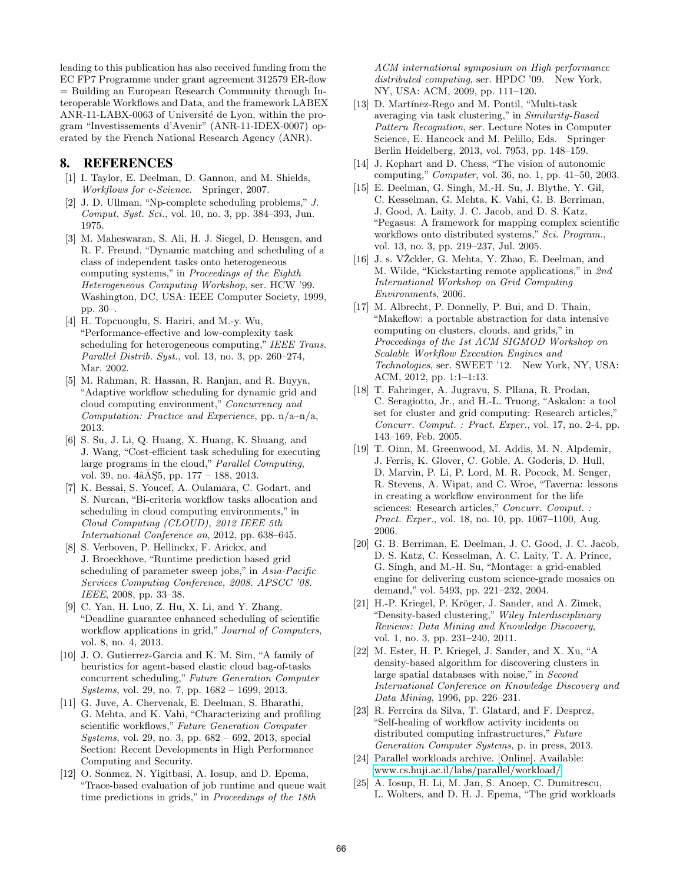leading to this publication has also received funding from the EC FP7 Programme under grant agreement 312579 ER-flow = Building an European Research Community through Interoperable Workflows and Data, and the framework LABEX ANR-11-LABX-0063 of Université de Lyon, within the program "Investissements d'Avenir" (ANR-11-IDEX-0007) operated by the French National Research Agency (ANR).

## 8. REFERENCES

[1] I. Taylor, E. Deelman, D. Gannon, and M. Shields, *Workflows for e-Science*. Springer, 2007.

[2] J. D. Ullman, "Np-complete scheduling problems," *J. Comput. Syst. Sci.*, vol. 10, no. 3, pp. 384–393, Jun. 1975.

[3] M. Maheswaran, S. Ali, H. J. Siegel, D. Hensgen, and R. F. Freund, "Dynamic matching and scheduling of a class of independent tasks onto heterogeneous computing systems," in *Proceedings of the Eighth Heterogeneous Computing Workshop*, ser. HCW '99. Washington, DC, USA: IEEE Computer Society, 1999, pp. 30–.

[4] H. Topcuouglu, S. Hariri, and M.-y. Wu, "Performance-effective and low-complexity task scheduling for heterogeneous computing," *IEEE Trans. Parallel Distrib. Syst.*, vol. 13, no. 3, pp. 260–274, Mar. 2002.

[5] M. Rahman, R. Hassan, R. Ranjan, and R. Buyya, "Adaptive workflow scheduling for dynamic grid and cloud computing environment," *Concurrency and Computation: Practice and Experience*, pp. n/a–n/a, 2013.

[6] S. Su, J. Li, Q. Huang, X. Huang, K. Shuang, and J. Wang, "Cost-efficient task scheduling for executing large programs in the cloud," *Parallel Computing*, vol. 39, no. 4âĂŞ5, pp. 177 – 188, 2013.

[7] K. Bessai, S. Youcef, A. Oulamara, C. Godart, and S. Nurcan, "Bi-criteria workflow tasks allocation and scheduling in cloud computing environments," in *Cloud Computing (CLOUD), 2012 IEEE 5th International Conference on*, 2012, pp. 638–645.

[8] S. Verboven, P. Hellinckx, F. Arickx, and J. Broeckhove, "Runtime prediction based grid scheduling of parameter sweep jobs," in *Asia-Pacific Services Computing Conference, 2008. APSCC '08. IEEE*, 2008, pp. 33–38.

[9] C. Yan, H. Luo, Z. Hu, X. Li, and Y. Zhang, "Deadline guarantee enhanced scheduling of scientific workflow applications in grid," *Journal of Computers*, vol. 8, no. 4, 2013.

[10] J. O. Gutierrez-Garcia and K. M. Sim, "A family of heuristics for agent-based elastic cloud bag-of-tasks concurrent scheduling," *Future Generation Computer Systems*, vol. 29, no. 7, pp. 1682 – 1699, 2013.

[11] G. Juve, A. Chervenak, E. Deelman, S. Bharathi, G. Mehta, and K. Vahi, "Characterizing and profiling scientific workflows," *Future Generation Computer Systems*, vol. 29, no. 3, pp. 682 – 692, 2013, special Section: Recent Developments in High Performance Computing and Security.

[12] O. Sonmez, N. Yigitbasi, A. Iosup, and D. Epema, "Trace-based evaluation of job runtime and queue wait time predictions in grids," in *Proceedings of the 18th ACM international symposium on High performance distributed computing*, ser. HPDC '09. New York, NY, USA: ACM, 2009, pp. 111–120.

[13] D. Martínez-Rego and M. Pontil, "Multi-task averaging via task clustering," in *Similarity-Based Pattern Recognition*, ser. Lecture Notes in Computer Science, E. Hancock and M. Pelillo, Eds. Springer Berlin Heidelberg, 2013, vol. 7953, pp. 148–159.

[14] J. Kephart and D. Chess, "The vision of autonomic computing," *Computer*, vol. 36, no. 1, pp. 41–50, 2003.

[15] E. Deelman, G. Singh, M.-H. Su, J. Blythe, Y. Gil, C. Kesselman, G. Mehta, K. Vahi, G. B. Berriman, J. Good, A. Laity, J. C. Jacob, and D. S. Katz, "Pegasus: A framework for mapping complex scientific workflows onto distributed systems," *Sci. Program.*, vol. 13, no. 3, pp. 219–237, Jul. 2005.

[16] J. s. VŽckler, G. Mehta, Y. Zhao, E. Deelman, and M. Wilde, "Kickstarting remote applications," in *2nd International Workshop on Grid Computing Environments*, 2006.

[17] M. Albrecht, P. Donnelly, P. Bui, and D. Thain, "Makeflow: a portable abstraction for data intensive computing on clusters, clouds, and grids," in *Proceedings of the 1st ACM SIGMOD Workshop on Scalable Workflow Execution Engines and Technologies*, ser. SWEET '12. New York, NY, USA: ACM, 2012, pp. 1:1–1:13.

[18] T. Fahringer, A. Jugravu, S. Pllana, R. Prodan, C. Seragiotto, Jr., and H.-L. Truong, "Askalon: a tool set for cluster and grid computing: Research articles," *Concurr. Comput. : Pract. Exper.*, vol. 17, no. 2-4, pp. 143–169, Feb. 2005.

[19] T. Oinn, M. Greenwood, M. Addis, M. N. Alpdemir, J. Ferris, K. Glover, C. Goble, A. Goderis, D. Hull, D. Marvin, P. Li, P. Lord, M. R. Pocock, M. Senger, R. Stevens, A. Wipat, and C. Wroe, "Taverna: lessons in creating a workflow environment for the life sciences: Research articles," *Concurr. Comput. : Pract. Exper.*, vol. 18, no. 10, pp. 1067–1100, Aug. 2006.

[20] G. B. Berriman, E. Deelman, J. C. Good, J. C. Jacob, D. S. Katz, C. Kesselman, A. C. Laity, T. A. Prince, G. Singh, and M.-H. Su, "Montage: a grid-enabled engine for delivering custom science-grade mosaics on demand," vol. 5493, pp. 221–232, 2004.

[21] H.-P. Kriegel, P. Kröger, J. Sander, and A. Zimek, "Density-based clustering," *Wiley Interdisciplinary Reviews: Data Mining and Knowledge Discovery*, vol. 1, no. 3, pp. 231–240, 2011.

[22] M. Ester, H. P. Kriegel, J. Sander, and X. Xu, "A density-based algorithm for discovering clusters in large spatial databases with noise," in *Second International Conference on Knowledge Discovery and Data Mining*, 1996, pp. 226–231.

[23] R. Ferreira da Silva, T. Glatard, and F. Desprez, "Self-healing of workflow activity incidents on distributed computing infrastructures," *Future Generation Computer Systems*, p. in press, 2013.

[24] Parallel workloads archive. [Online]. Available: www.cs.huji.ac.il/labs/parallel/workload/

[25] A. Iosup, H. Li, M. Jan, S. Anoep, C. Dumitrescu, L. Wolters, and D. H. J. Epema, "The grid workloads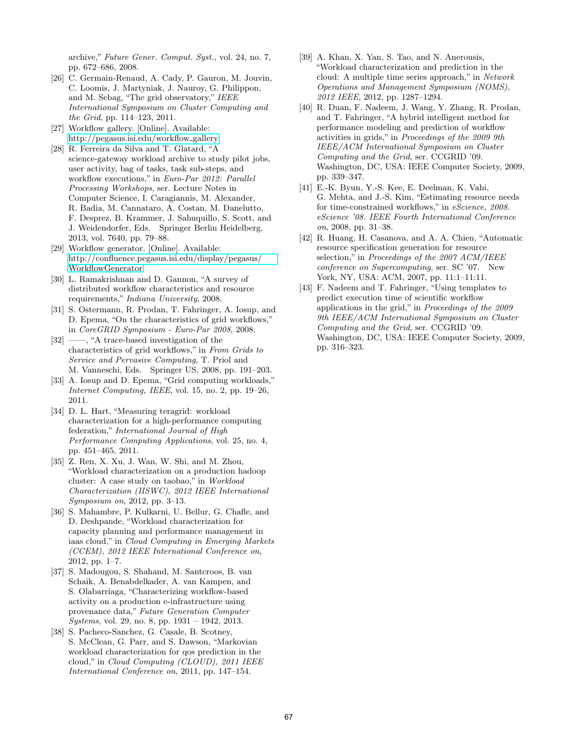archive," *Future Gener. Comput. Syst.*, vol. 24, no. 7, pp. 672–686, 2008.

[26] C. Germain-Renaud, A. Cady, P. Gauron, M. Jouvin, C. Loomis, J. Martyniak, J. Nauroy, G. Philippon, and M. Sebag, "The grid observatory," *IEEE International Symposium on Cluster Computing and the Grid*, pp. 114–123, 2011.

[27] Workflow gallery. [Online]. Available: http://pegasus.isi.edu/workflow_gallery

[28] R. Ferreira da Silva and T. Glatard, "A science-gateway workload archive to study pilot jobs, user activity, bag of tasks, task sub-steps, and workflow executions," in *Euro-Par 2012: Parallel Processing Workshops*, ser. Lecture Notes in Computer Science, I. Caragiannis, M. Alexander, R. Badia, M. Cannataro, A. Costan, M. Danelutto, F. Desprez, B. Krammer, J. Sahuquillo, S. Scott, and J. Weidendorfer, Eds. Springer Berlin Heidelberg, 2013, vol. 7640, pp. 79–88.

[29] Workflow generator. [Online]. Available: http://confluence.pegasus.isi.edu/display/pegasus/WorkflowGenerator

[30] L. Ramakrishnan and D. Gannon, "A survey of distributed workflow characteristics and resource requirements," *Indiana University*, 2008.

[31] S. Ostermann, R. Prodan, T. Fahringer, A. Iosup, and D. Epema, "On the characteristics of grid workflows," in *CoreGRID Symposium - Euro-Par 2008*, 2008.

[32] ——, "A trace-based investigation of the characteristics of grid workflows," in *From Grids to Service and Pervasive Computing*, T. Priol and M. Vanneschi, Eds. Springer US, 2008, pp. 191–203.

[33] A. Iosup and D. Epema, "Grid computing workloads," *Internet Computing, IEEE*, vol. 15, no. 2, pp. 19–26, 2011.

[34] D. L. Hart, "Measuring teragrid: workload characterization for a high-performance computing federation," *International Journal of High Performance Computing Applications*, vol. 25, no. 4, pp. 451–465, 2011.

[35] Z. Ren, X. Xu, J. Wan, W. Shi, and M. Zhou, "Workload characterization on a production hadoop cluster: A case study on taobao," in *Workload Characterization (IISWC), 2012 IEEE International Symposium on*, 2012, pp. 3–13.

[36] S. Mahambre, P. Kulkarni, U. Bellur, G. Chafle, and D. Deshpande, "Workload characterization for capacity planning and performance management in iaas cloud," in *Cloud Computing in Emerging Markets (CCEM), 2012 IEEE International Conference on*, 2012, pp. 1–7.

[37] S. Madougou, S. Shahand, M. Santcroos, B. van Schaik, A. Benabdelkader, A. van Kampen, and S. Olabarriaga, "Characterizing workflow-based activity on a production e-infrastructure using provenance data," *Future Generation Computer Systems*, vol. 29, no. 8, pp. 1931 – 1942, 2013.

[38] S. Pacheco-Sanchez, G. Casale, B. Scotney, S. McClean, G. Parr, and S. Dawson, "Markovian workload characterization for qos prediction in the cloud," in *Cloud Computing (CLOUD), 2011 IEEE International Conference on*, 2011, pp. 147–154.

[39] A. Khan, X. Yan, S. Tao, and N. Anerousis, "Workload characterization and prediction in the cloud: A multiple time series approach," in *Network Operations and Management Symposium (NOMS), 2012 IEEE*, 2012, pp. 1287–1294.

[40] R. Duan, F. Nadeem, J. Wang, Y. Zhang, R. Prodan, and T. Fahringer, "A hybrid intelligent method for performance modeling and prediction of workflow activities in grids," in *Proceedings of the 2009 9th IEEE/ACM International Symposium on Cluster Computing and the Grid*, ser. CCGRID '09. Washington, DC, USA: IEEE Computer Society, 2009, pp. 339–347.

[41] E.-K. Byun, Y.-S. Kee, E. Deelman, K. Vahi, G. Mehta, and J.-S. Kim, "Estimating resource needs for time-constrained workflows," in *eScience, 2008. eScience '08. IEEE Fourth International Conference on*, 2008, pp. 31–38.

[42] R. Huang, H. Casanova, and A. A. Chien, "Automatic resource specification generation for resource selection," in *Proceedings of the 2007 ACM/IEEE conference on Supercomputing*, ser. SC '07. New York, NY, USA: ACM, 2007, pp. 11:1–11:11.

[43] F. Nadeem and T. Fahringer, "Using templates to predict execution time of scientific workflow applications in the grid," in *Proceedings of the 2009 9th IEEE/ACM International Symposium on Cluster Computing and the Grid*, ser. CCGRID '09. Washington, DC, USA: IEEE Computer Society, 2009, pp. 316–323.